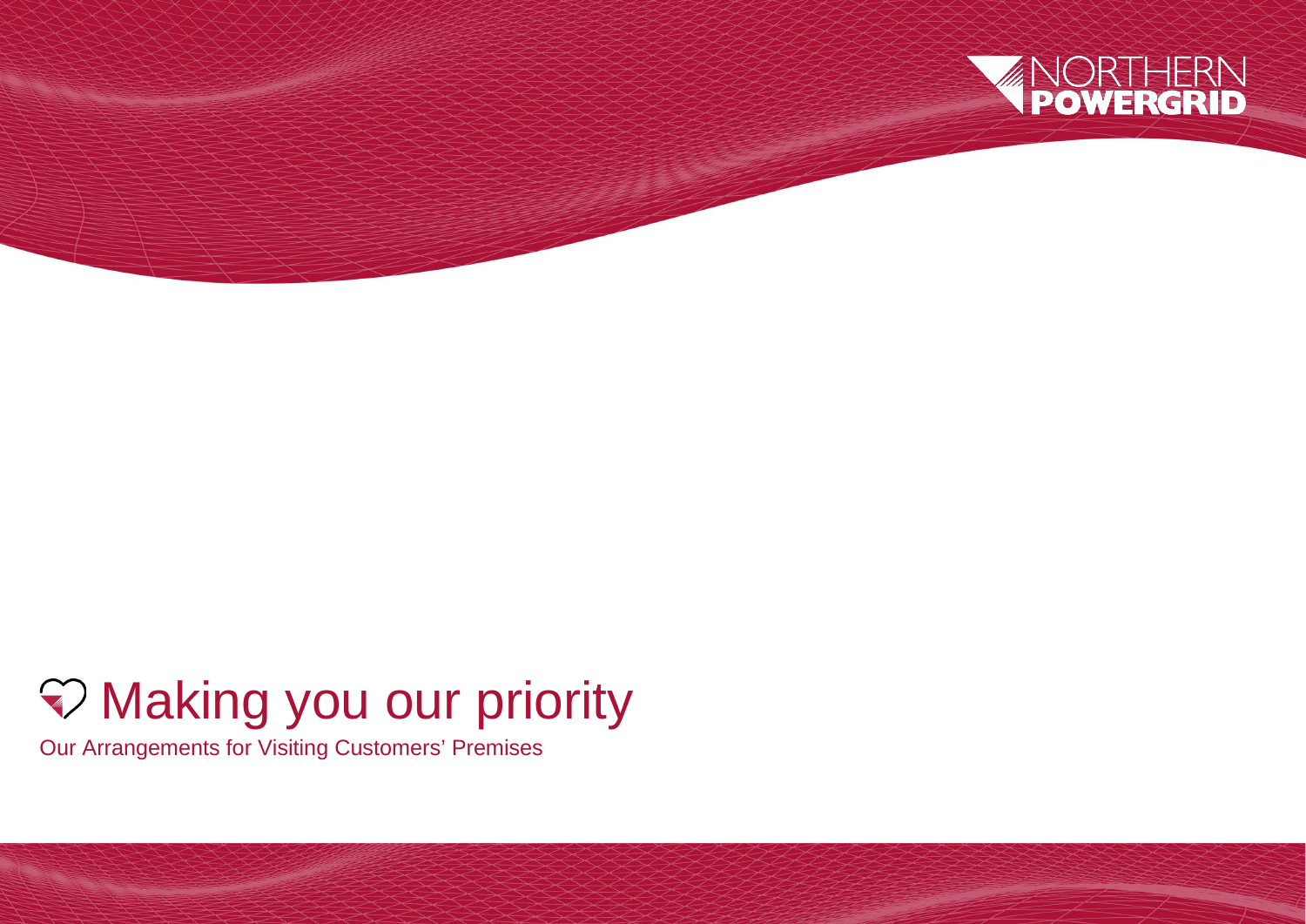NORTHERN POWERGRID

# Making you our priority

Our Arrangements for Visiting Customers' Premises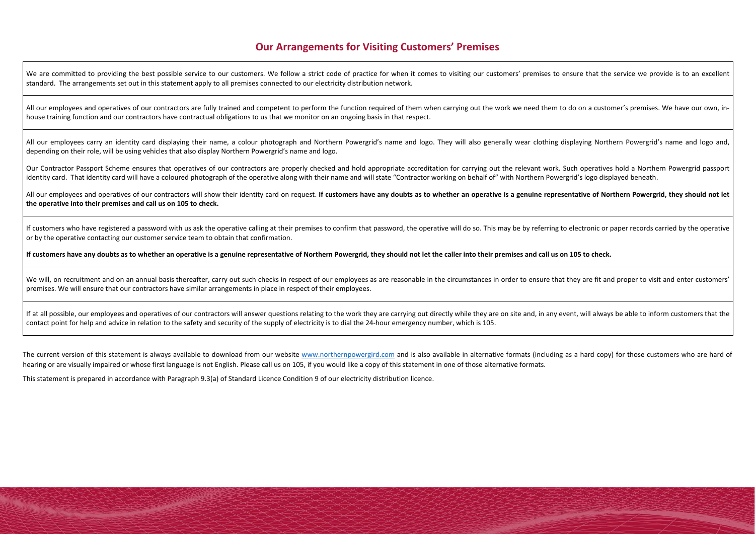# Our Arrangements for Visiting Customers' Premises

We are committed to providing the best possible service to our customers. We follow a strict code of practice for when it comes to visiting our customers' premises to ensure that the service we provide is to an excellent standard. The arrangements set out in this statement apply to all premises connected to our electricity distribution network.

All our employees and operatives of our contractors are fully trained and competent to perform the function required of them when carrying out the work we need them to do on a customer's premises. We have our own, in-house training function and our contractors have contractual obligations to us that we monitor on an ongoing basis in that respect.

All our employees carry an identity card displaying their name, a colour photograph and Northern Powergrid's name and logo. They will also generally wear clothing displaying Northern Powergrid's name and logo and, depending on their role, will be using vehicles that also display Northern Powergrid's name and logo.

Our Contractor Passport Scheme ensures that operatives of our contractors are properly checked and hold appropriate accreditation for carrying out the relevant work. Such operatives hold a Northern Powergrid passport identity card. That identity card will have a coloured photograph of the operative along with their name and will state "Contractor working on behalf of" with Northern Powergrid's logo displayed beneath.

All our employees and operatives of our contractors will show their identity card on request. **If customers have any doubts as to whether an operative is a genuine representative of Northern Powergrid, they should not let the operative into their premises and call us on 105 to check.**

If customers who have registered a password with us ask the operative calling at their premises to confirm that password, the operative will do so. This may be by referring to electronic or paper records carried by the operative or by the operative contacting our customer service team to obtain that confirmation.

**If customers have any doubts as to whether an operative is a genuine representative of Northern Powergrid, they should not let the caller into their premises and call us on 105 to check.**

We will, on recruitment and on an annual basis thereafter, carry out such checks in respect of our employees as are reasonable in the circumstances in order to ensure that they are fit and proper to visit and enter customers' premises. We will ensure that our contractors have similar arrangements in place in respect of their employees.

If at all possible, our employees and operatives of our contractors will answer questions relating to the work they are carrying out directly while they are on site and, in any event, will always be able to inform customers that the contact point for help and advice in relation to the safety and security of the supply of electricity is to dial the 24-hour emergency number, which is 105.

The current version of this statement is always available to download from our website [www.northernpowergird.com](www.northernpowergird.com) and is also available in alternative formats (including as a hard copy) for those customers who are hard of hearing or are visually impaired or whose first language is not English. Please call us on 105, if you would like a copy of this statement in one of those alternative formats.

This statement is prepared in accordance with Paragraph 9.3(a) of Standard Licence Condition 9 of our electricity distribution licence.